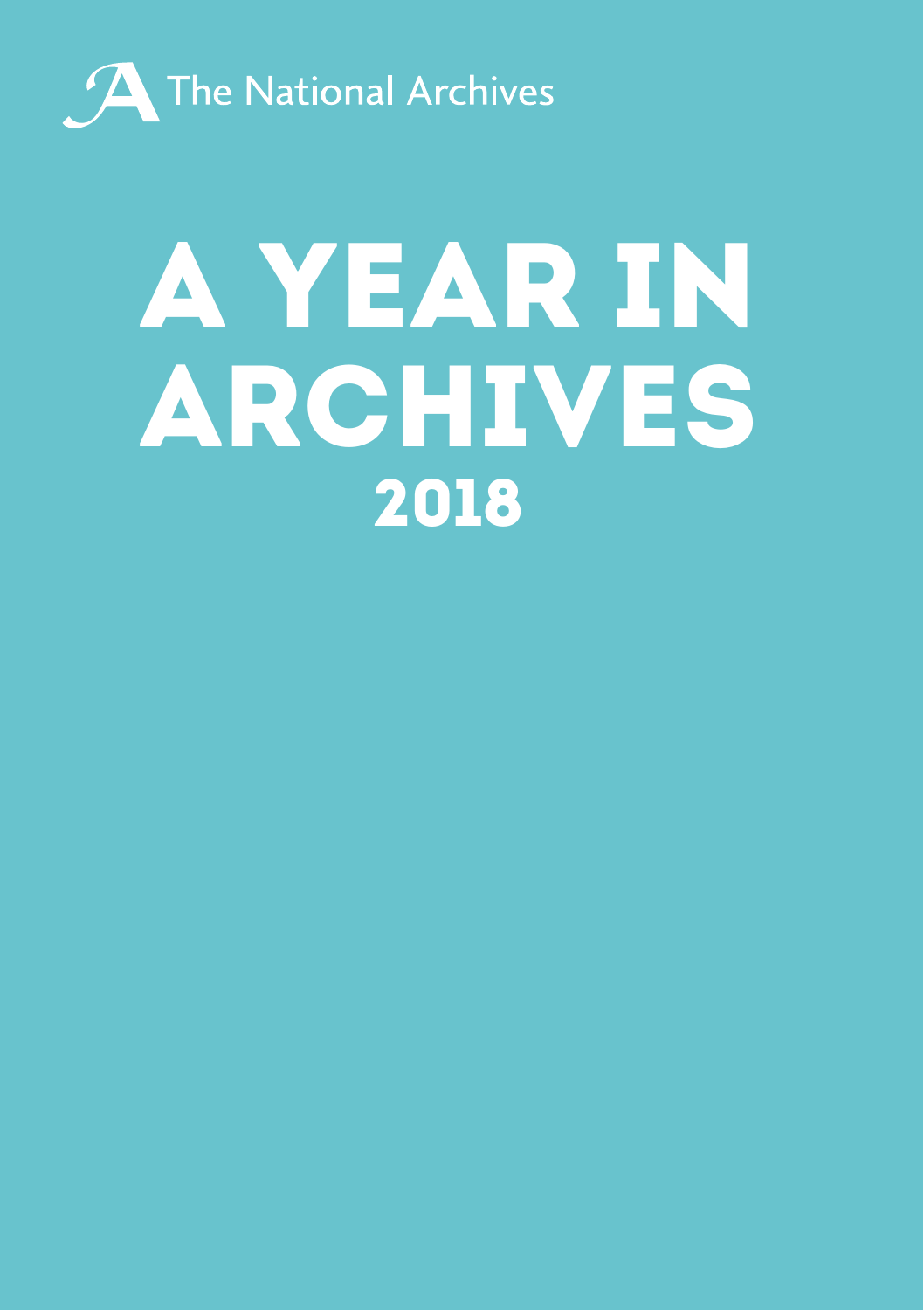The National Archives

# A YEAR IN ARCHIVES 2018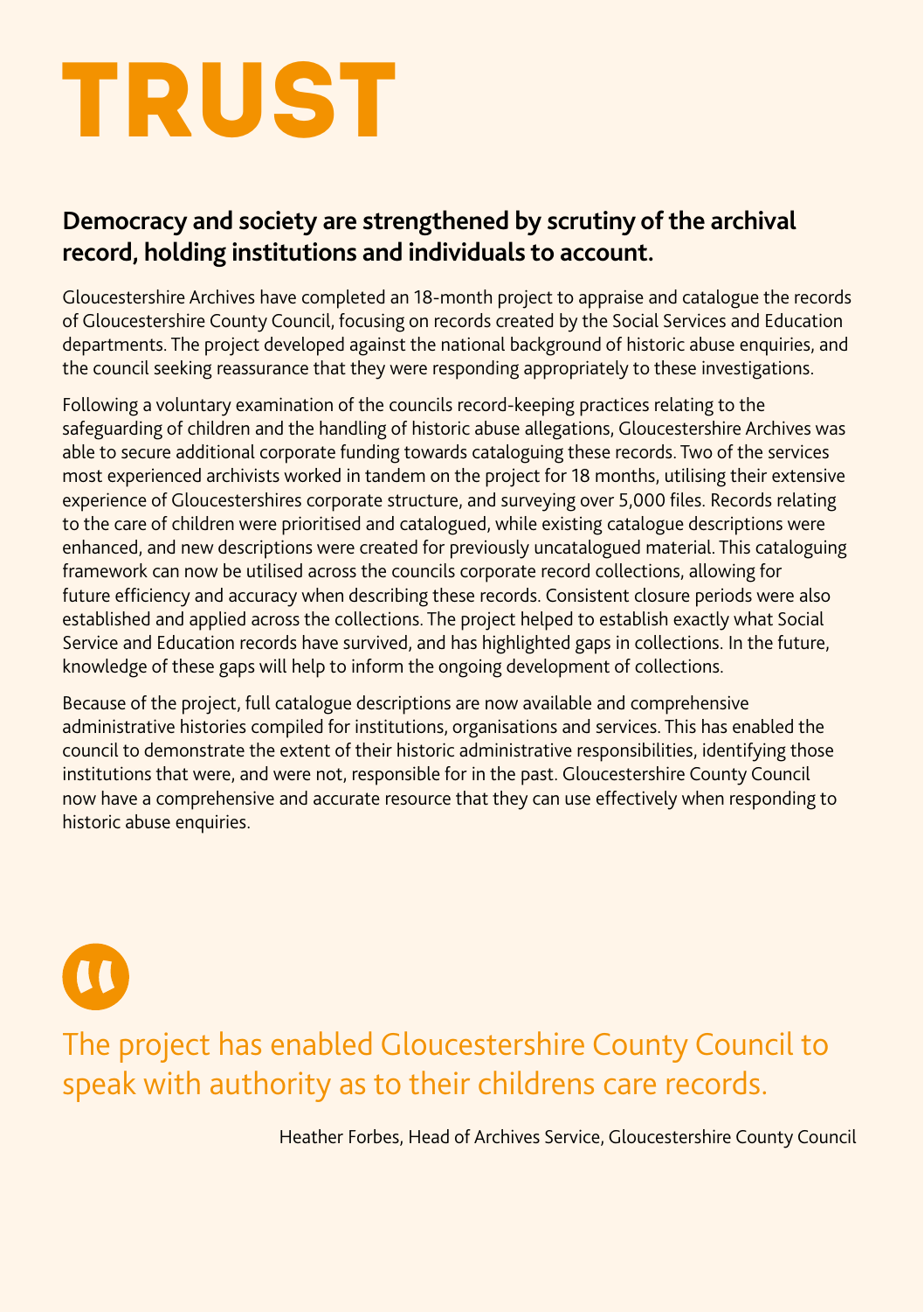# TRUST

**Democracy and society are strengthened by scrutiny of the archival record, holding institutions and individuals to account.**

Gloucestershire Archives have completed an 18-month project to appraise and catalogue the records of Gloucestershire County Council, focusing on records created by the Social Services and Education departments. The project developed against the national background of historic abuse enquiries, and the council seeking reassurance that they were responding appropriately to these investigations.

Following a voluntary examination of the councils record-keeping practices relating to the safeguarding of children and the handling of historic abuse allegations, Gloucestershire Archives was able to secure additional corporate funding towards cataloguing these records. Two of the services most experienced archivists worked in tandem on the project for 18 months, utilising their extensive experience of Gloucestershires corporate structure, and surveying over 5,000 files. Records relating to the care of children were prioritised and catalogued, while existing catalogue descriptions were enhanced, and new descriptions were created for previously uncatalogued material. This cataloguing framework can now be utilised across the councils corporate record collections, allowing for future efficiency and accuracy when describing these records. Consistent closure periods were also established and applied across the collections. The project helped to establish exactly what Social Service and Education records have survived, and has highlighted gaps in collections. In the future, knowledge of these gaps will help to inform the ongoing development of collections.

Because of the project, full catalogue descriptions are now available and comprehensive administrative histories compiled for institutions, organisations and services. This has enabled the council to demonstrate the extent of their historic administrative responsibilities, identifying those institutions that were, and were not, responsible for in the past. Gloucestershire County Council now have a comprehensive and accurate resource that they can use effectively when responding to historic abuse enquiries.

> The project has enabled Gloucestershire County Council to speak with authority as to their childrens care records.
>
> Heather Forbes, Head of Archives Service, Gloucestershire County Council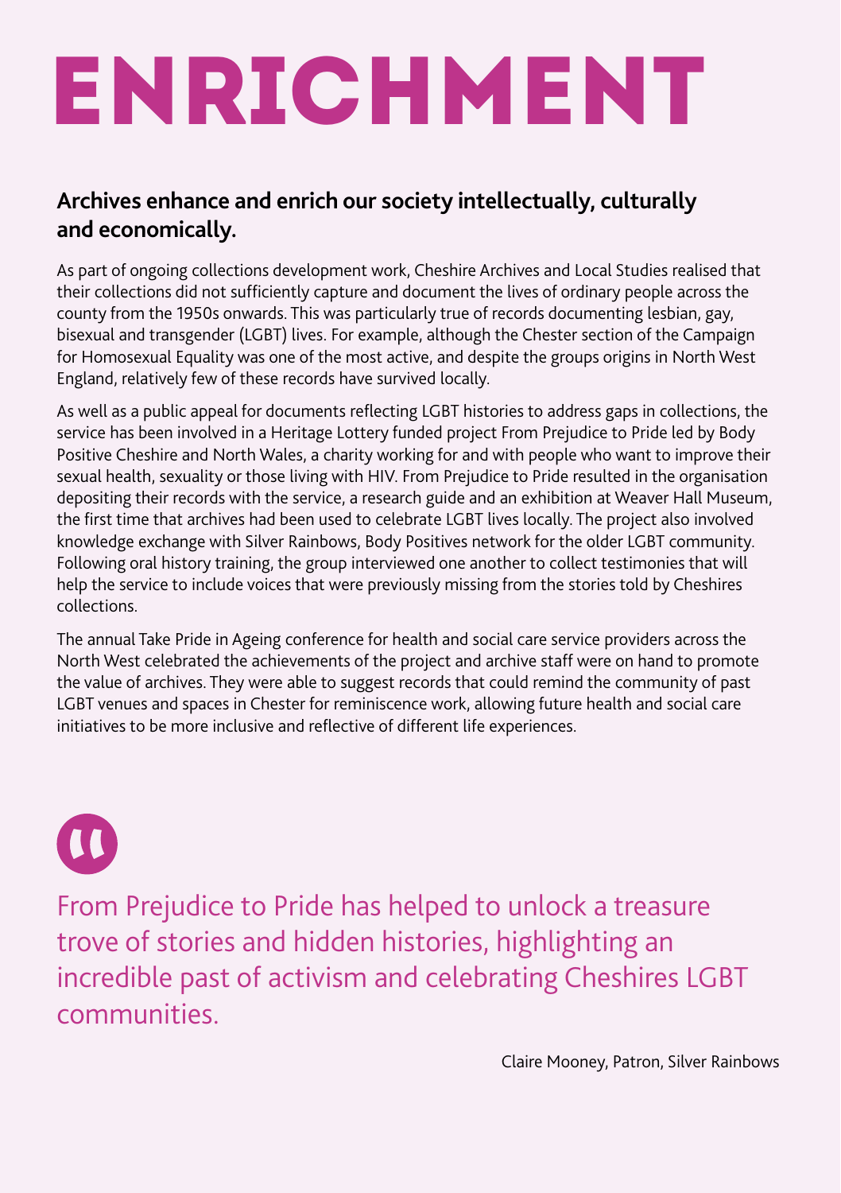# ENRICHMENT

**Archives enhance and enrich our society intellectually, culturally and economically.**

As part of ongoing collections development work, Cheshire Archives and Local Studies realised that their collections did not sufficiently capture and document the lives of ordinary people across the county from the 1950s onwards. This was particularly true of records documenting lesbian, gay, bisexual and transgender (LGBT) lives. For example, although the Chester section of the Campaign for Homosexual Equality was one of the most active, and despite the groups origins in North West England, relatively few of these records have survived locally.

As well as a public appeal for documents reflecting LGBT histories to address gaps in collections, the service has been involved in a Heritage Lottery funded project From Prejudice to Pride led by Body Positive Cheshire and North Wales, a charity working for and with people who want to improve their sexual health, sexuality or those living with HIV. From Prejudice to Pride resulted in the organisation depositing their records with the service, a research guide and an exhibition at Weaver Hall Museum, the first time that archives had been used to celebrate LGBT lives locally. The project also involved knowledge exchange with Silver Rainbows, Body Positives network for the older LGBT community. Following oral history training, the group interviewed one another to collect testimonies that will help the service to include voices that were previously missing from the stories told by Cheshires collections.

The annual Take Pride in Ageing conference for health and social care service providers across the North West celebrated the achievements of the project and archive staff were on hand to promote the value of archives. They were able to suggest records that could remind the community of past LGBT venues and spaces in Chester for reminiscence work, allowing future health and social care initiatives to be more inclusive and reflective of different life experiences.

> From Prejudice to Pride has helped to unlock a treasure trove of stories and hidden histories, highlighting an incredible past of activism and celebrating Cheshires LGBT communities.

Claire Mooney, Patron, Silver Rainbows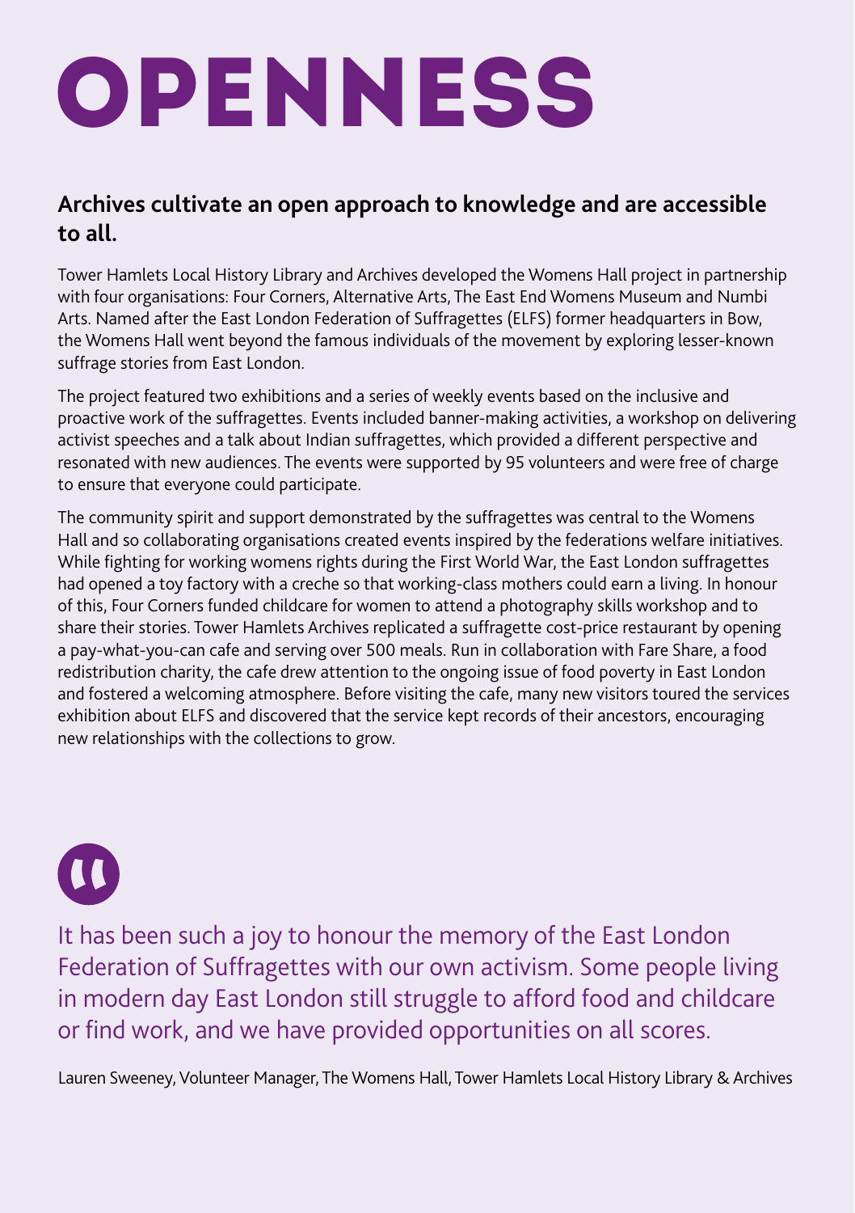# OPENNESS

**Archives cultivate an open approach to knowledge and are accessible to all.**

Tower Hamlets Local History Library and Archives developed the Womens Hall project in partnership with four organisations: Four Corners, Alternative Arts, The East End Womens Museum and Numbi Arts. Named after the East London Federation of Suffragettes (ELFS) former headquarters in Bow, the Womens Hall went beyond the famous individuals of the movement by exploring lesser-known suffrage stories from East London.

The project featured two exhibitions and a series of weekly events based on the inclusive and proactive work of the suffragettes. Events included banner-making activities, a workshop on delivering activist speeches and a talk about Indian suffragettes, which provided a different perspective and resonated with new audiences. The events were supported by 95 volunteers and were free of charge to ensure that everyone could participate.

The community spirit and support demonstrated by the suffragettes was central to the Womens Hall and so collaborating organisations created events inspired by the federations welfare initiatives. While fighting for working womens rights during the First World War, the East London suffragettes had opened a toy factory with a creche so that working-class mothers could earn a living. In honour of this, Four Corners funded childcare for women to attend a photography skills workshop and to share their stories. Tower Hamlets Archives replicated a suffragette cost-price restaurant by opening a pay-what-you-can cafe and serving over 500 meals. Run in collaboration with Fare Share, a food redistribution charity, the cafe drew attention to the ongoing issue of food poverty in East London and fostered a welcoming atmosphere. Before visiting the cafe, many new visitors toured the services exhibition about ELFS and discovered that the service kept records of their ancestors, encouraging new relationships with the collections to grow.

> It has been such a joy to honour the memory of the East London Federation of Suffragettes with our own activism. Some people living in modern day East London still struggle to afford food and childcare or find work, and we have provided opportunities on all scores.

Lauren Sweeney, Volunteer Manager, The Womens Hall, Tower Hamlets Local History Library & Archives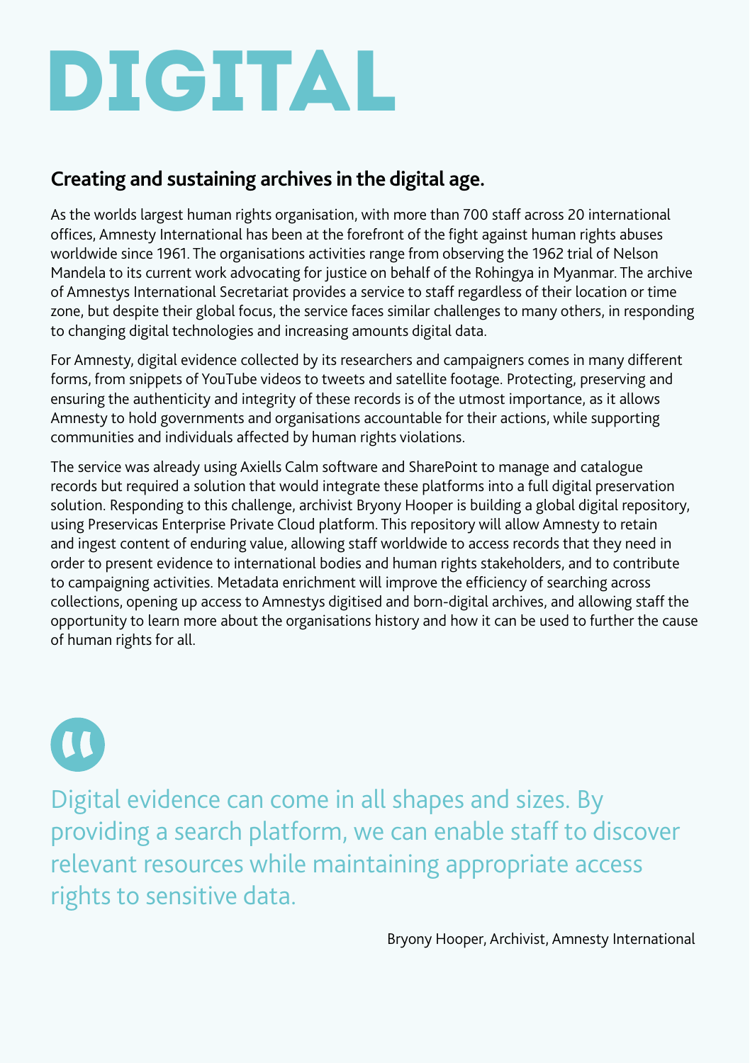# DIGITAL

## Creating and sustaining archives in the digital age.

As the worlds largest human rights organisation, with more than 700 staff across 20 international offices, Amnesty International has been at the forefront of the fight against human rights abuses worldwide since 1961. The organisations activities range from observing the 1962 trial of Nelson Mandela to its current work advocating for justice on behalf of the Rohingya in Myanmar. The archive of Amnestys International Secretariat provides a service to staff regardless of their location or time zone, but despite their global focus, the service faces similar challenges to many others, in responding to changing digital technologies and increasing amounts digital data.

For Amnesty, digital evidence collected by its researchers and campaigners comes in many different forms, from snippets of YouTube videos to tweets and satellite footage. Protecting, preserving and ensuring the authenticity and integrity of these records is of the utmost importance, as it allows Amnesty to hold governments and organisations accountable for their actions, while supporting communities and individuals affected by human rights violations.

The service was already using Axiells Calm software and SharePoint to manage and catalogue records but required a solution that would integrate these platforms into a full digital preservation solution. Responding to this challenge, archivist Bryony Hooper is building a global digital repository, using Preservicas Enterprise Private Cloud platform. This repository will allow Amnesty to retain and ingest content of enduring value, allowing staff worldwide to access records that they need in order to present evidence to international bodies and human rights stakeholders, and to contribute to campaigning activities. Metadata enrichment will improve the efficiency of searching across collections, opening up access to Amnestys digitised and born-digital archives, and allowing staff the opportunity to learn more about the organisations history and how it can be used to further the cause of human rights for all.

> Digital evidence can come in all shapes and sizes. By providing a search platform, we can enable staff to discover relevant resources while maintaining appropriate access rights to sensitive data.

Bryony Hooper, Archivist, Amnesty International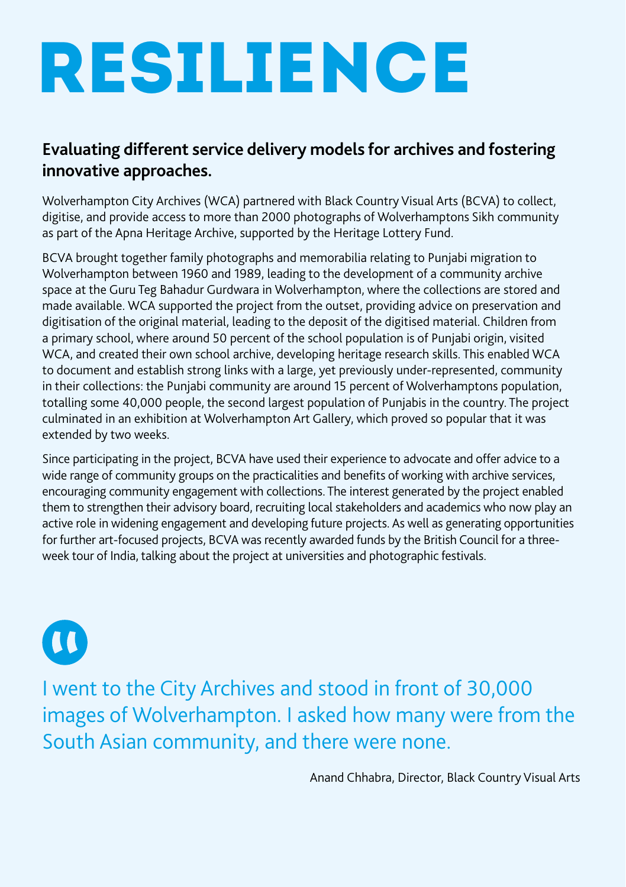# RESILIENCE

## Evaluating different service delivery models for archives and fostering innovative approaches.

Wolverhampton City Archives (WCA) partnered with Black Country Visual Arts (BCVA) to collect, digitise, and provide access to more than 2000 photographs of Wolverhamptons Sikh community as part of the Apna Heritage Archive, supported by the Heritage Lottery Fund.

BCVA brought together family photographs and memorabilia relating to Punjabi migration to Wolverhampton between 1960 and 1989, leading to the development of a community archive space at the Guru Teg Bahadur Gurdwara in Wolverhampton, where the collections are stored and made available. WCA supported the project from the outset, providing advice on preservation and digitisation of the original material, leading to the deposit of the digitised material. Children from a primary school, where around 50 percent of the school population is of Punjabi origin, visited WCA, and created their own school archive, developing heritage research skills. This enabled WCA to document and establish strong links with a large, yet previously under-represented, community in their collections: the Punjabi community are around 15 percent of Wolverhamptons population, totalling some 40,000 people, the second largest population of Punjabis in the country. The project culminated in an exhibition at Wolverhampton Art Gallery, which proved so popular that it was extended by two weeks.

Since participating in the project, BCVA have used their experience to advocate and offer advice to a wide range of community groups on the practicalities and benefits of working with archive services, encouraging community engagement with collections. The interest generated by the project enabled them to strengthen their advisory board, recruiting local stakeholders and academics who now play an active role in widening engagement and developing future projects. As well as generating opportunities for further art-focused projects, BCVA was recently awarded funds by the British Council for a three-week tour of India, talking about the project at universities and photographic festivals.

> I went to the City Archives and stood in front of 30,000 images of Wolverhampton. I asked how many were from the South Asian community, and there were none.

Anand Chhabra, Director, Black Country Visual Arts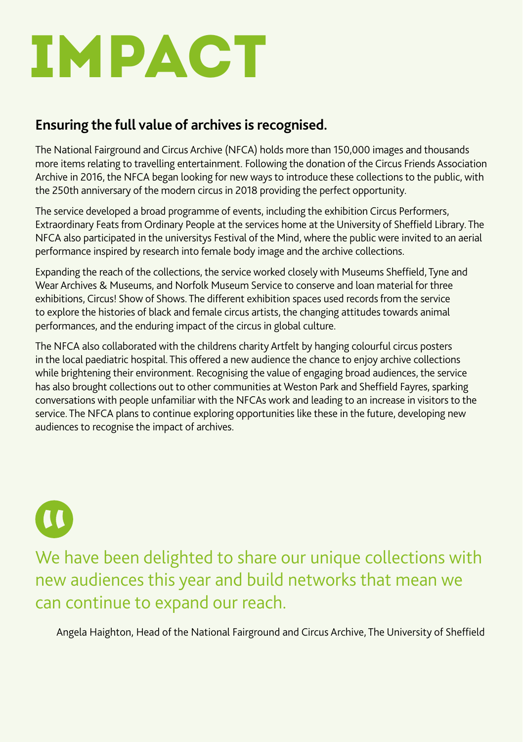# IMPACT

## Ensuring the full value of archives is recognised.

The National Fairground and Circus Archive (NFCA) holds more than 150,000 images and thousands more items relating to travelling entertainment. Following the donation of the Circus Friends Association Archive in 2016, the NFCA began looking for new ways to introduce these collections to the public, with the 250th anniversary of the modern circus in 2018 providing the perfect opportunity.

The service developed a broad programme of events, including the exhibition Circus Performers, Extraordinary Feats from Ordinary People at the services home at the University of Sheffield Library. The NFCA also participated in the universitys Festival of the Mind, where the public were invited to an aerial performance inspired by research into female body image and the archive collections.

Expanding the reach of the collections, the service worked closely with Museums Sheffield, Tyne and Wear Archives & Museums, and Norfolk Museum Service to conserve and loan material for three exhibitions, Circus! Show of Shows. The different exhibition spaces used records from the service to explore the histories of black and female circus artists, the changing attitudes towards animal performances, and the enduring impact of the circus in global culture.

The NFCA also collaborated with the childrens charity Artfelt by hanging colourful circus posters in the local paediatric hospital. This offered a new audience the chance to enjoy archive collections while brightening their environment. Recognising the value of engaging broad audiences, the service has also brought collections out to other communities at Weston Park and Sheffield Fayres, sparking conversations with people unfamiliar with the NFCAs work and leading to an increase in visitors to the service. The NFCA plans to continue exploring opportunities like these in the future, developing new audiences to recognise the impact of archives.

> We have been delighted to share our unique collections with new audiences this year and build networks that mean we can continue to expand our reach.

Angela Haighton, Head of the National Fairground and Circus Archive, The University of Sheffield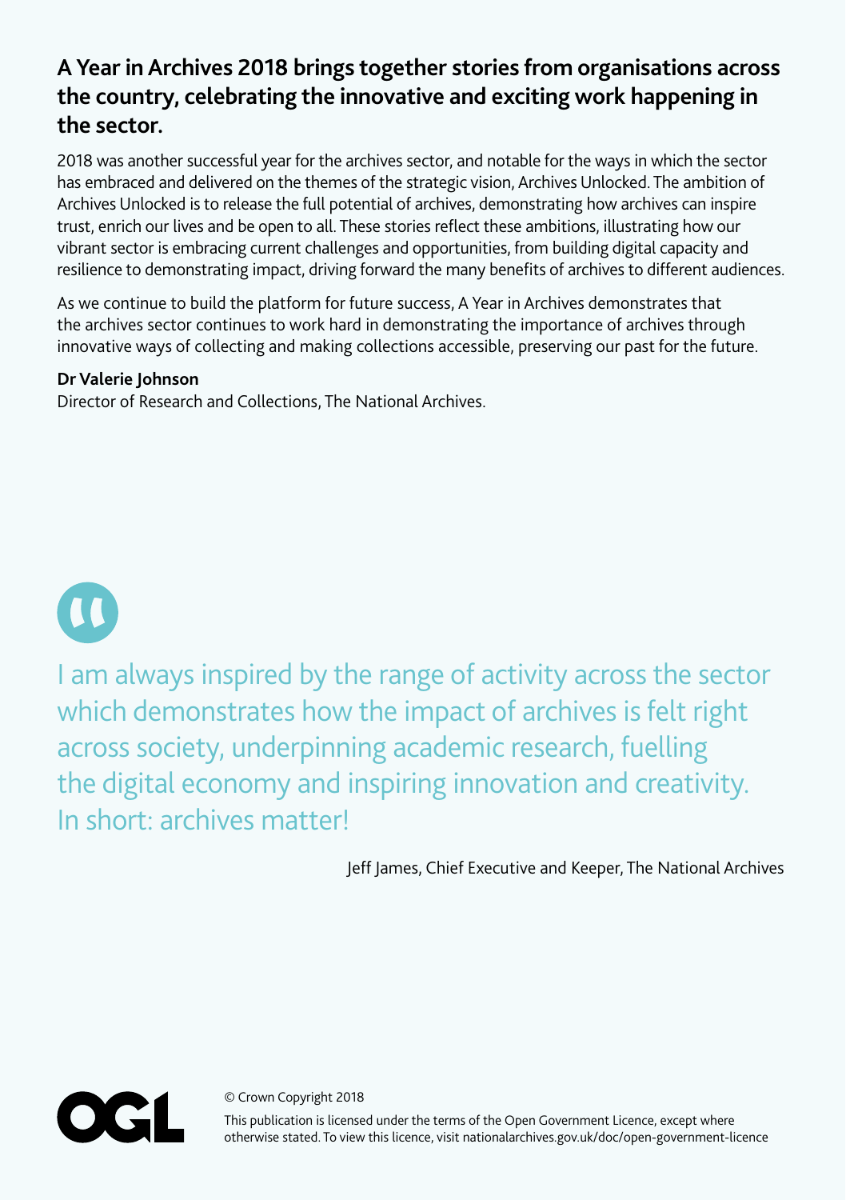**A Year in Archives 2018 brings together stories from organisations across the country, celebrating the innovative and exciting work happening in the sector.**

2018 was another successful year for the archives sector, and notable for the ways in which the sector has embraced and delivered on the themes of the strategic vision, Archives Unlocked. The ambition of Archives Unlocked is to release the full potential of archives, demonstrating how archives can inspire trust, enrich our lives and be open to all. These stories reflect these ambitions, illustrating how our vibrant sector is embracing current challenges and opportunities, from building digital capacity and resilience to demonstrating impact, driving forward the many benefits of archives to different audiences.

As we continue to build the platform for future success, A Year in Archives demonstrates that the archives sector continues to work hard in demonstrating the importance of archives through innovative ways of collecting and making collections accessible, preserving our past for the future.

**Dr Valerie Johnson**
Director of Research and Collections, The National Archives.

> I am always inspired by the range of activity across the sector which demonstrates how the impact of archives is felt right across society, underpinning academic research, fuelling the digital economy and inspiring innovation and creativity. In short: archives matter!

Jeff James, Chief Executive and Keeper, The National Archives

OGL

© Crown Copyright 2018

This publication is licensed under the terms of the Open Government Licence, except where otherwise stated. To view this licence, visit nationalarchives.gov.uk/doc/open-government-licence